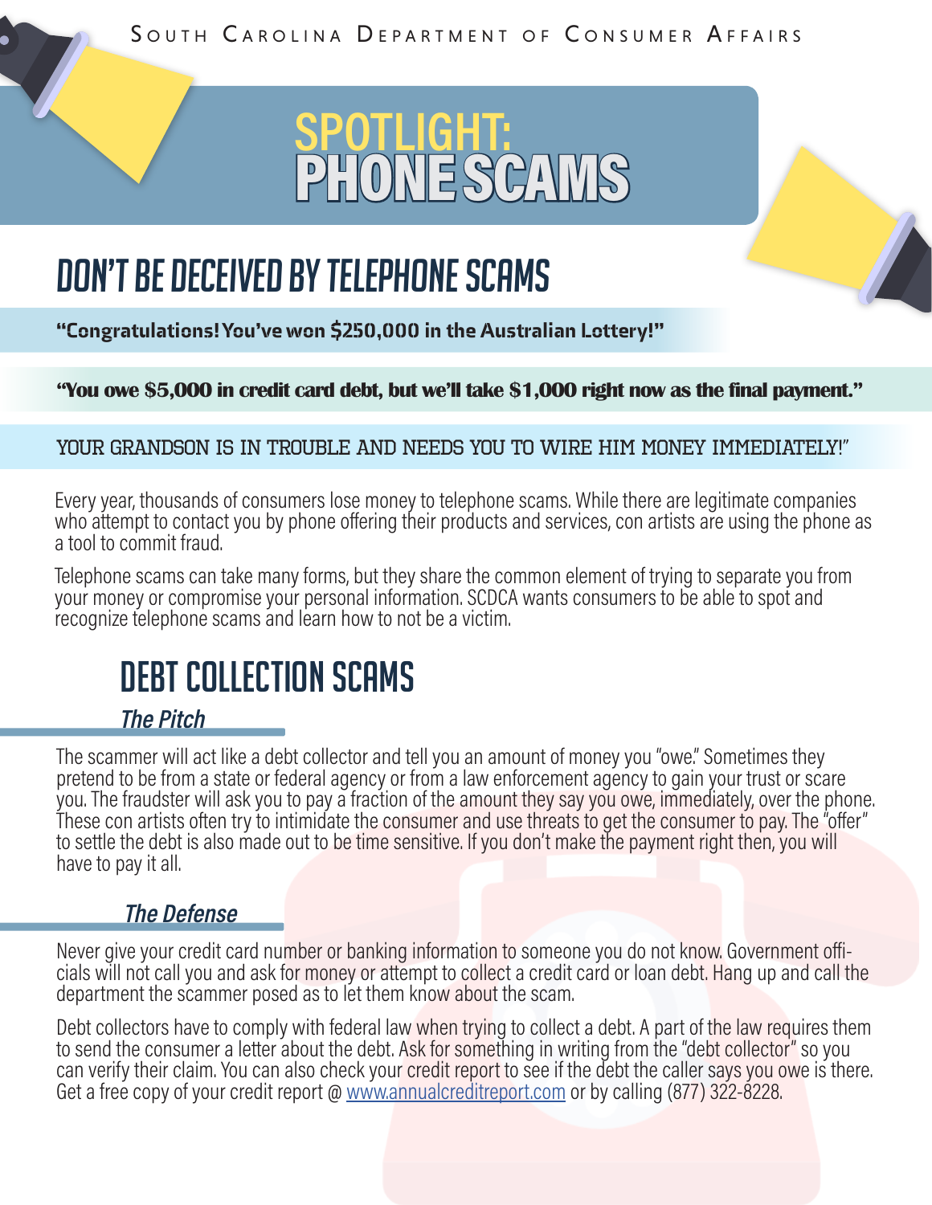South Carolina Department of Consumer Affairs

# SPOTLIGHT: PHONE SCAMS

## DON'T BE DECEIVED BY TELEPHONE SCAMS

**"Congratulations! You've won $250,000 in the Australian Lottery!"**

**"You owe $5,000 in credit card debt, but we'll take $1,000 right now as the final payment."**

YOUR GRANDSON IS IN TROUBLE AND NEEDS YOU TO WIRE HIM MONEY IMMEDIATELY!"

Every year, thousands of consumers lose money to telephone scams. While there are legitimate companies who attempt to contact you by phone offering their products and services, con artists are using the phone as a tool to commit fraud.

Telephone scams can take many forms, but they share the common element of trying to separate you from your money or compromise your personal information. SCDCA wants consumers to be able to spot and recognize telephone scams and learn how to not be a victim.

## DEBT COLLECTION SCAMS

### *The Pitch*

The scammer will act like a debt collector and tell you an amount of money you "owe." Sometimes they pretend to be from a state or federal agency or from a law enforcement agency to gain your trust or scare you. The fraudster will ask you to pay a fraction of the amount they say you owe, immediately, over the phone. These con artists often try to intimidate the consumer and use threats to get the consumer to pay. The "offer" to settle the debt is also made out to be time sensitive. If you don't make the payment right then, you will have to pay it all.

### *The Defense*

Never give your credit card number or banking information to someone you do not know. Government officials will not call you and ask for money or attempt to collect a credit card or loan debt. Hang up and call the department the scammer posed as to let them know about the scam.

Debt collectors have to comply with federal law when trying to collect a debt. A part of the law requires them to send the consumer a letter about the debt. Ask for something in writing from the "debt collector" so you can verify their claim. You can also check your credit report to see if the debt the caller says you owe is there. Get a free copy of your credit report @ www.annualcreditreport.com or by calling (877) 322-8228.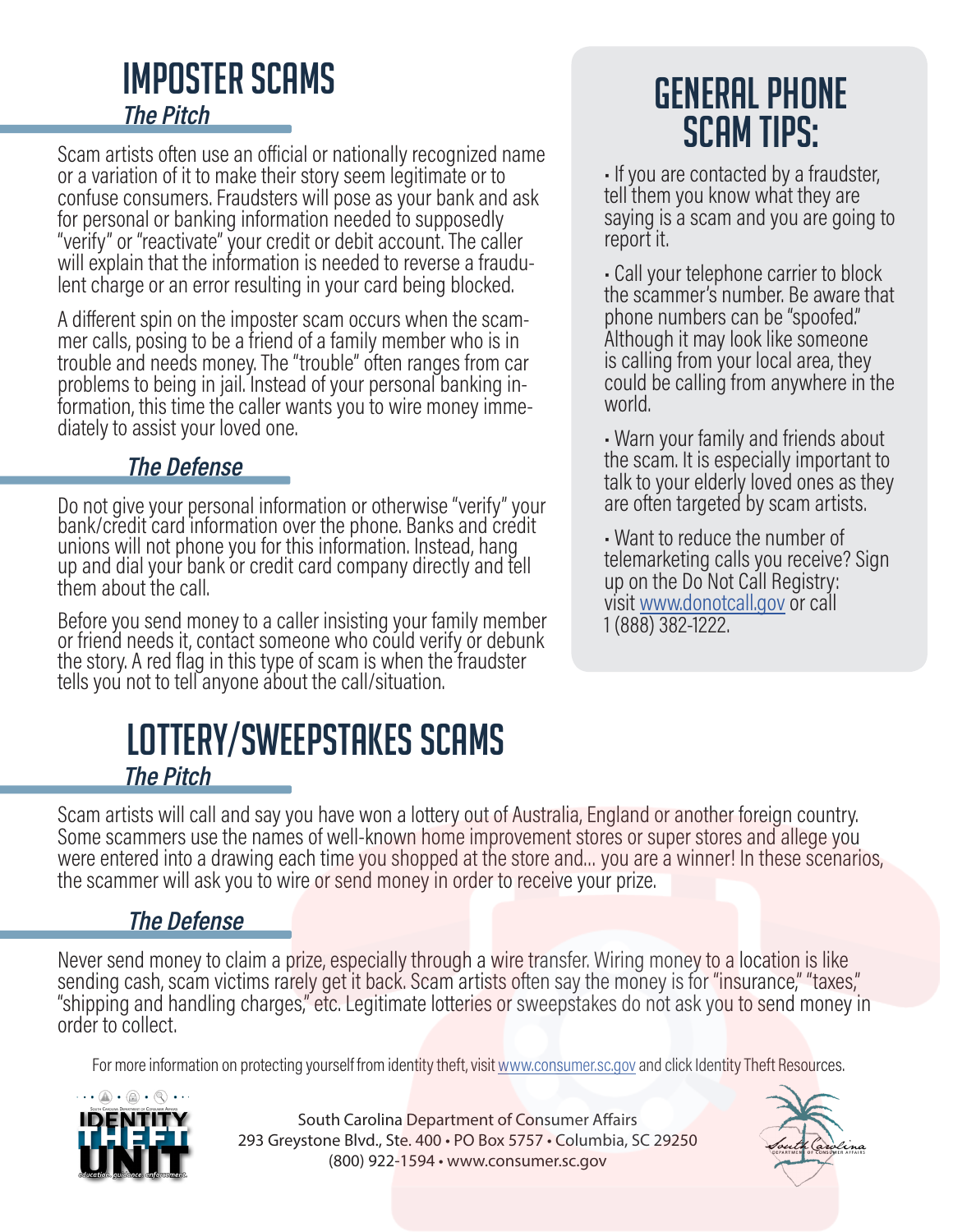## IMPOSTER SCAMS

### *The Pitch*

Scam artists often use an official or nationally recognized name or a variation of it to make their story seem legitimate or to confuse consumers. Fraudsters will pose as your bank and ask for personal or banking information needed to supposedly "verify" or "reactivate" your credit or debit account. The caller will explain that the information is needed to reverse a fraudulent charge or an error resulting in your card being blocked.

A different spin on the imposter scam occurs when the scammer calls, posing to be a friend of a family member who is in trouble and needs money. The "trouble" often ranges from car problems to being in jail. Instead of your personal banking information, this time the caller wants you to wire money immediately to assist your loved one.

### *The Defense*

Do not give your personal information or otherwise "verify" your bank/credit card information over the phone. Banks and credit unions will not phone you for this information. Instead, hang up and dial your bank or credit card company directly and tell them about the call.

Before you send money to a caller insisting your family member or friend needs it, contact someone who could verify or debunk the story. A red flag in this type of scam is when the fraudster tells you not to tell anyone about the call/situation.

## GENERAL PHONE SCAM TIPS:

- If you are contacted by a fraudster, tell them you know what they are saying is a scam and you are going to report it.
- Call your telephone carrier to block the scammer's number. Be aware that phone numbers can be "spoofed." Although it may look like someone is calling from your local area, they could be calling from anywhere in the world.
- Warn your family and friends about the scam. It is especially important to talk to your elderly loved ones as they are often targeted by scam artists.
- Want to reduce the number of telemarketing calls you receive? Sign up on the Do Not Call Registry: visit www.donotcall.gov or call 1 (888) 382-1222.

## LOTTERY/SWEEPSTAKES SCAMS

### *The Pitch*

Scam artists will call and say you have won a lottery out of Australia, England or another foreign country. Some scammers use the names of well-known home improvement stores or super stores and allege you were entered into a drawing each time you shopped at the store and… you are a winner! In these scenarios, the scammer will ask you to wire or send money in order to receive your prize.

### *The Defense*

Never send money to claim a prize, especially through a wire transfer. Wiring money to a location is like sending cash, scam victims rarely get it back. Scam artists often say the money is for "insurance," "taxes," "shipping and handling charges," etc. Legitimate lotteries or sweepstakes do not ask you to send money in order to collect.

For more information on protecting yourself from identity theft, visit www.consumer.sc.gov and click Identity Theft Resources.

IDENTITY THEFT UNIT
South Carolina Department of Consumer Affairs
education. guidance. enforcement.

South Carolina Department of Consumer Affairs
293 Greystone Blvd., Ste. 400 • PO Box 5757 • Columbia, SC 29250
(800) 922-1594 • www.consumer.sc.gov

South Carolina Department of Consumer Affairs